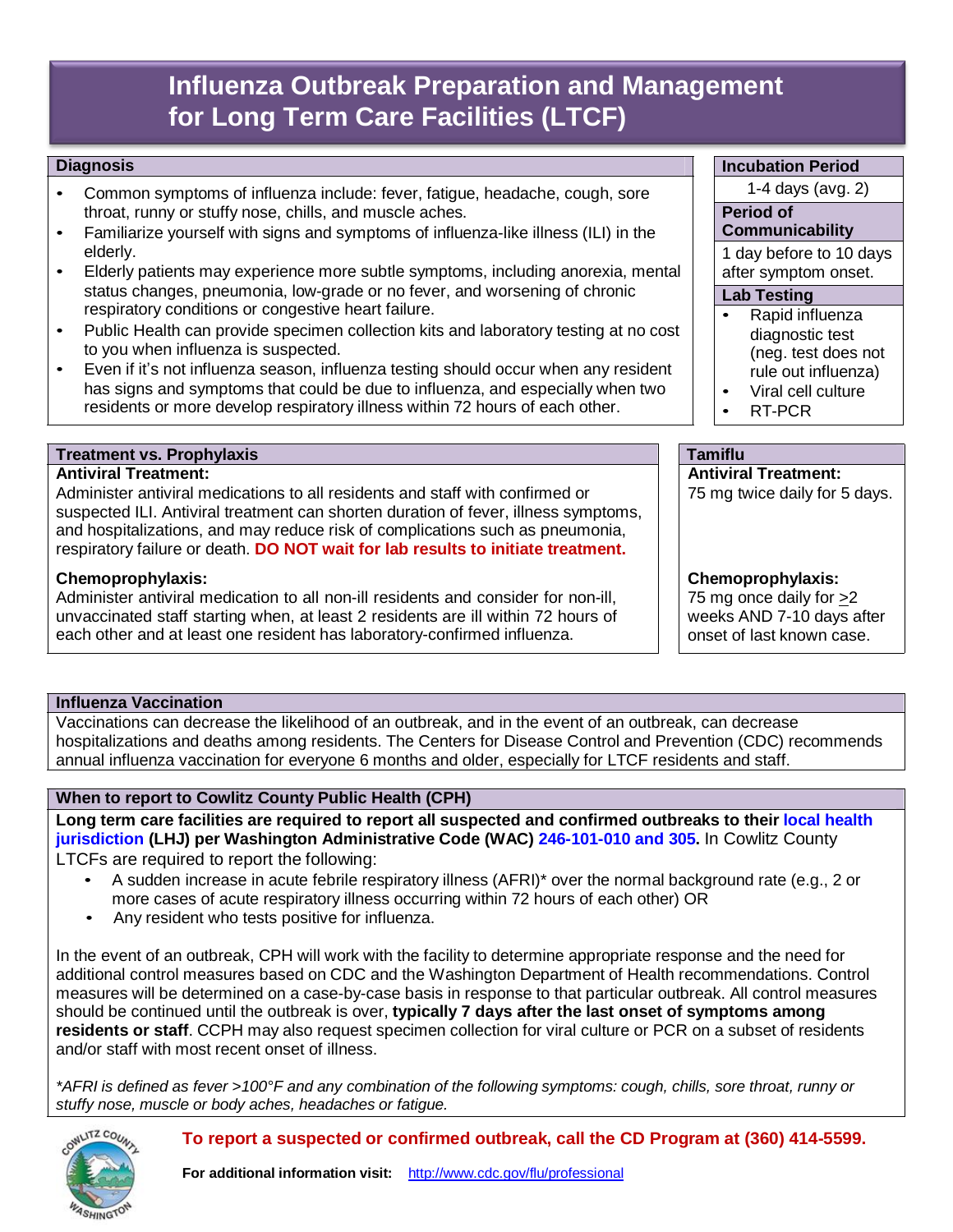# Influenza Outbreak Preparation and Management for Long Term Care Facilities (LTCF)

## Diagnosis

- Common symptoms of influenza include: fever, fatigue, headache, cough, sore throat, runny or stuffy nose, chills, and muscle aches.
- Familiarize yourself with signs and symptoms of influenza-like illness (ILI) in the elderly.
- Elderly patients may experience more subtle symptoms, including anorexia, mental status changes, pneumonia, low-grade or no fever, and worsening of chronic respiratory conditions or congestive heart failure.
- Public Health can provide specimen collection kits and laboratory testing at no cost to you when influenza is suspected.
- Even if it's not influenza season, influenza testing should occur when any resident has signs and symptoms that could be due to influenza, and especially when two residents or more develop respiratory illness within 72 hours of each other.

## Incubation Period

1-4 days (avg. 2)

## Period of Communicability

1 day before to 10 days after symptom onset.

## Lab Testing

- Rapid influenza diagnostic test (neg. test does not rule out influenza)
- Viral cell culture
- RT-PCR

## Treatment vs. Prophylaxis

**Antiviral Treatment:**

Administer antiviral medications to all residents and staff with confirmed or suspected ILI. Antiviral treatment can shorten duration of fever, illness symptoms, and hospitalizations, and may reduce risk of complications such as pneumonia, respiratory failure or death. **DO NOT wait for lab results to initiate treatment.**

**Chemoprophylaxis:**

Administer antiviral medication to all non-ill residents and consider for non-ill, unvaccinated staff starting when, at least 2 residents are ill within 72 hours of each other and at least one resident has laboratory-confirmed influenza.

## Tamiflu

**Antiviral Treatment:**

75 mg twice daily for 5 days.

**Chemoprophylaxis:**

75 mg once daily for ≥2 weeks AND 7-10 days after onset of last known case.

## Influenza Vaccination

Vaccinations can decrease the likelihood of an outbreak, and in the event of an outbreak, can decrease hospitalizations and deaths among residents. The Centers for Disease Control and Prevention (CDC) recommends annual influenza vaccination for everyone 6 months and older, especially for LTCF residents and staff.

## When to report to Cowlitz County Public Health (CPH)

**Long term care facilities are required to report all suspected and confirmed outbreaks to their local health jurisdiction (LHJ) per Washington Administrative Code (WAC) 246-101-010 and 305.** In Cowlitz County LTCFs are required to report the following:

- A sudden increase in acute febrile respiratory illness (AFRI)* over the normal background rate (e.g., 2 or more cases of acute respiratory illness occurring within 72 hours of each other) OR
- Any resident who tests positive for influenza.

In the event of an outbreak, CPH will work with the facility to determine appropriate response and the need for additional control measures based on CDC and the Washington Department of Health recommendations. Control measures will be determined on a case-by-case basis in response to that particular outbreak. All control measures should be continued until the outbreak is over, **typically 7 days after the last onset of symptoms among residents or staff**. CCPH may also request specimen collection for viral culture or PCR on a subset of residents and/or staff with most recent onset of illness.

*\*AFRI is defined as fever >100°F and any combination of the following symptoms: cough, chills, sore throat, runny or stuffy nose, muscle or body aches, headaches or fatigue.*

**To report a suspected or confirmed outbreak, call the CD Program at (360) 414-5599.**

**For additional information visit:** http://www.cdc.gov/flu/professional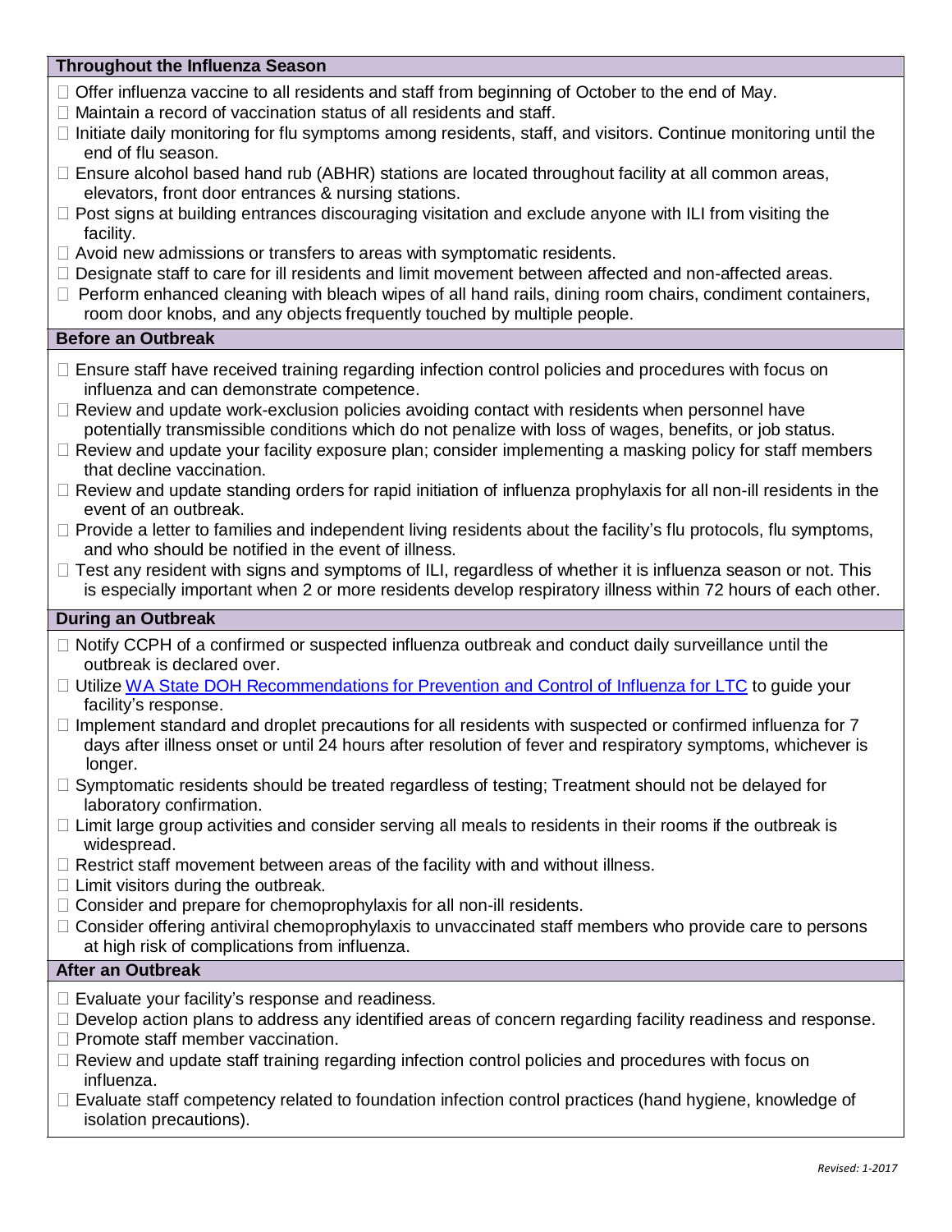## Throughout the Influenza Season

- ☐ Offer influenza vaccine to all residents and staff from beginning of October to the end of May.
- ☐ Maintain a record of vaccination status of all residents and staff.
- ☐ Initiate daily monitoring for flu symptoms among residents, staff, and visitors. Continue monitoring until the end of flu season.
- ☐ Ensure alcohol based hand rub (ABHR) stations are located throughout facility at all common areas, elevators, front door entrances & nursing stations.
- ☐ Post signs at building entrances discouraging visitation and exclude anyone with ILI from visiting the facility.
- ☐ Avoid new admissions or transfers to areas with symptomatic residents.
- ☐ Designate staff to care for ill residents and limit movement between affected and non-affected areas.
- ☐ Perform enhanced cleaning with bleach wipes of all hand rails, dining room chairs, condiment containers, room door knobs, and any objects frequently touched by multiple people.

## Before an Outbreak

- ☐ Ensure staff have received training regarding infection control policies and procedures with focus on influenza and can demonstrate competence.
- ☐ Review and update work-exclusion policies avoiding contact with residents when personnel have potentially transmissible conditions which do not penalize with loss of wages, benefits, or job status.
- ☐ Review and update your facility exposure plan; consider implementing a masking policy for staff members that decline vaccination.
- ☐ Review and update standing orders for rapid initiation of influenza prophylaxis for all non-ill residents in the event of an outbreak.
- ☐ Provide a letter to families and independent living residents about the facility's flu protocols, flu symptoms, and who should be notified in the event of illness.
- ☐ Test any resident with signs and symptoms of ILI, regardless of whether it is influenza season or not. This is especially important when 2 or more residents develop respiratory illness within 72 hours of each other.

## During an Outbreak

- ☐ Notify CCPH of a confirmed or suspected influenza outbreak and conduct daily surveillance until the outbreak is declared over.
- ☐ Utilize WA State DOH Recommendations for Prevention and Control of Influenza for LTC to guide your facility's response.
- ☐ Implement standard and droplet precautions for all residents with suspected or confirmed influenza for 7 days after illness onset or until 24 hours after resolution of fever and respiratory symptoms, whichever is longer.
- ☐ Symptomatic residents should be treated regardless of testing; Treatment should not be delayed for laboratory confirmation.
- ☐ Limit large group activities and consider serving all meals to residents in their rooms if the outbreak is widespread.
- ☐ Restrict staff movement between areas of the facility with and without illness.
- ☐ Limit visitors during the outbreak.
- ☐ Consider and prepare for chemoprophylaxis for all non-ill residents.
- ☐ Consider offering antiviral chemoprophylaxis to unvaccinated staff members who provide care to persons at high risk of complications from influenza.

## After an Outbreak

- ☐ Evaluate your facility's response and readiness.
- ☐ Develop action plans to address any identified areas of concern regarding facility readiness and response.
- ☐ Promote staff member vaccination.
- ☐ Review and update staff training regarding infection control policies and procedures with focus on influenza.
- ☐ Evaluate staff competency related to foundation infection control practices (hand hygiene, knowledge of isolation precautions).

*Revised: 1-2017*